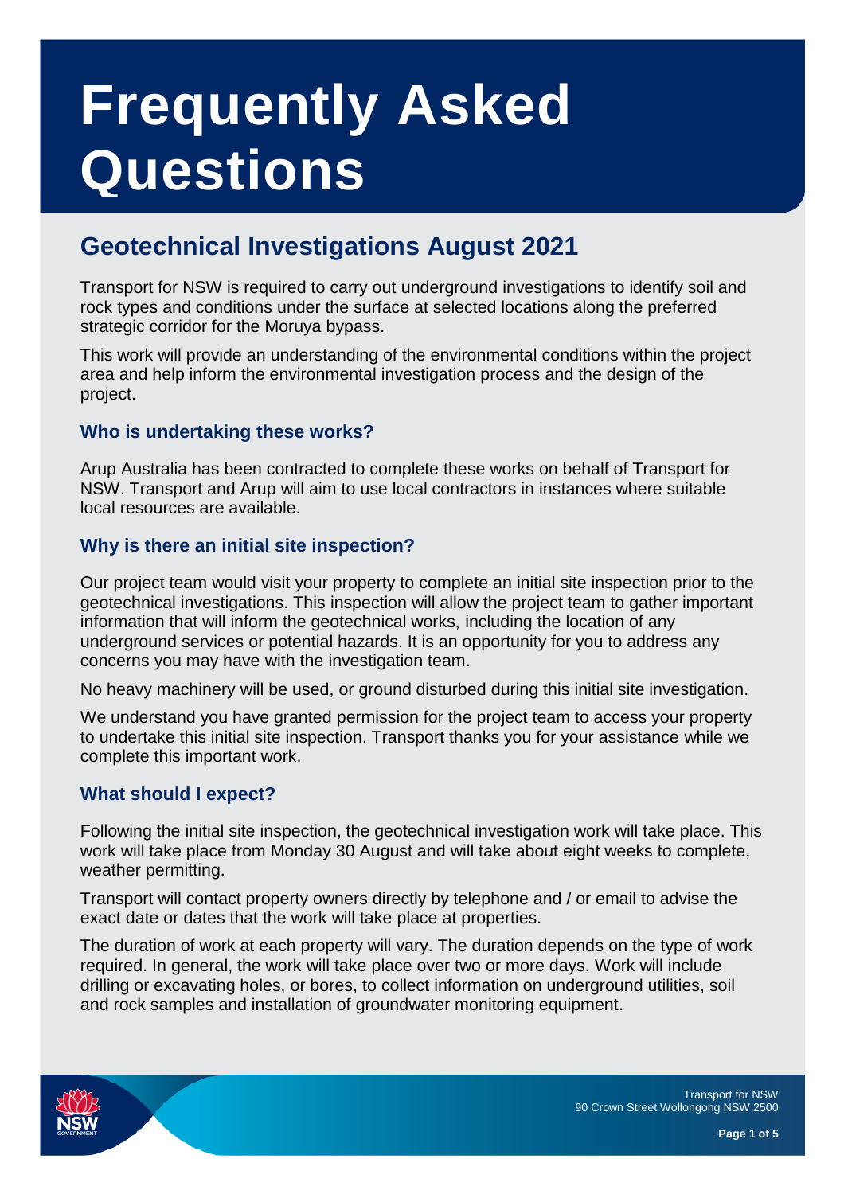# Frequently Asked Questions

## Geotechnical Investigations August 2021

Transport for NSW is required to carry out underground investigations to identify soil and rock types and conditions under the surface at selected locations along the preferred strategic corridor for the Moruya bypass.

This work will provide an understanding of the environmental conditions within the project area and help inform the environmental investigation process and the design of the project.

### Who is undertaking these works?

Arup Australia has been contracted to complete these works on behalf of Transport for NSW. Transport and Arup will aim to use local contractors in instances where suitable local resources are available.

### Why is there an initial site inspection?

Our project team would visit your property to complete an initial site inspection prior to the geotechnical investigations. This inspection will allow the project team to gather important information that will inform the geotechnical works, including the location of any underground services or potential hazards. It is an opportunity for you to address any concerns you may have with the investigation team.

No heavy machinery will be used, or ground disturbed during this initial site investigation.

We understand you have granted permission for the project team to access your property to undertake this initial site inspection. Transport thanks you for your assistance while we complete this important work.

### What should I expect?

Following the initial site inspection, the geotechnical investigation work will take place. This work will take place from Monday 30 August and will take about eight weeks to complete, weather permitting.

Transport will contact property owners directly by telephone and / or email to advise the exact date or dates that the work will take place at properties.

The duration of work at each property will vary. The duration depends on the type of work required. In general, the work will take place over two or more days. Work will include drilling or excavating holes, or bores, to collect information on underground utilities, soil and rock samples and installation of groundwater monitoring equipment.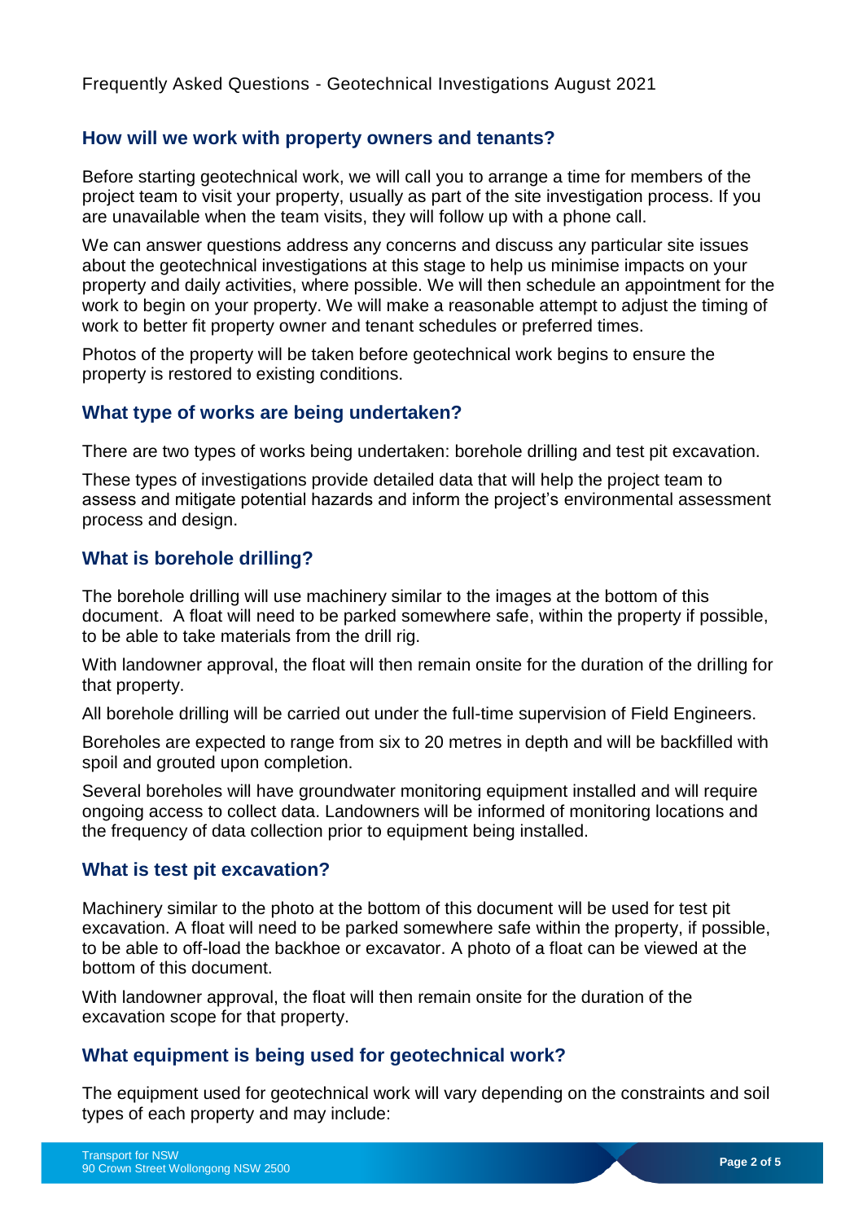## How will we work with property owners and tenants?

Before starting geotechnical work, we will call you to arrange a time for members of the project team to visit your property, usually as part of the site investigation process. If you are unavailable when the team visits, they will follow up with a phone call.

We can answer questions address any concerns and discuss any particular site issues about the geotechnical investigations at this stage to help us minimise impacts on your property and daily activities, where possible. We will then schedule an appointment for the work to begin on your property. We will make a reasonable attempt to adjust the timing of work to better fit property owner and tenant schedules or preferred times.

Photos of the property will be taken before geotechnical work begins to ensure the property is restored to existing conditions.

## What type of works are being undertaken?

There are two types of works being undertaken: borehole drilling and test pit excavation.

These types of investigations provide detailed data that will help the project team to assess and mitigate potential hazards and inform the project's environmental assessment process and design.

## What is borehole drilling?

The borehole drilling will use machinery similar to the images at the bottom of this document. A float will need to be parked somewhere safe, within the property if possible, to be able to take materials from the drill rig.

With landowner approval, the float will then remain onsite for the duration of the drilling for that property.

All borehole drilling will be carried out under the full-time supervision of Field Engineers.

Boreholes are expected to range from six to 20 metres in depth and will be backfilled with spoil and grouted upon completion.

Several boreholes will have groundwater monitoring equipment installed and will require ongoing access to collect data. Landowners will be informed of monitoring locations and the frequency of data collection prior to equipment being installed.

## What is test pit excavation?

Machinery similar to the photo at the bottom of this document will be used for test pit excavation. A float will need to be parked somewhere safe within the property, if possible, to be able to off-load the backhoe or excavator. A photo of a float can be viewed at the bottom of this document.

With landowner approval, the float will then remain onsite for the duration of the excavation scope for that property.

## What equipment is being used for geotechnical work?

The equipment used for geotechnical work will vary depending on the constraints and soil types of each property and may include: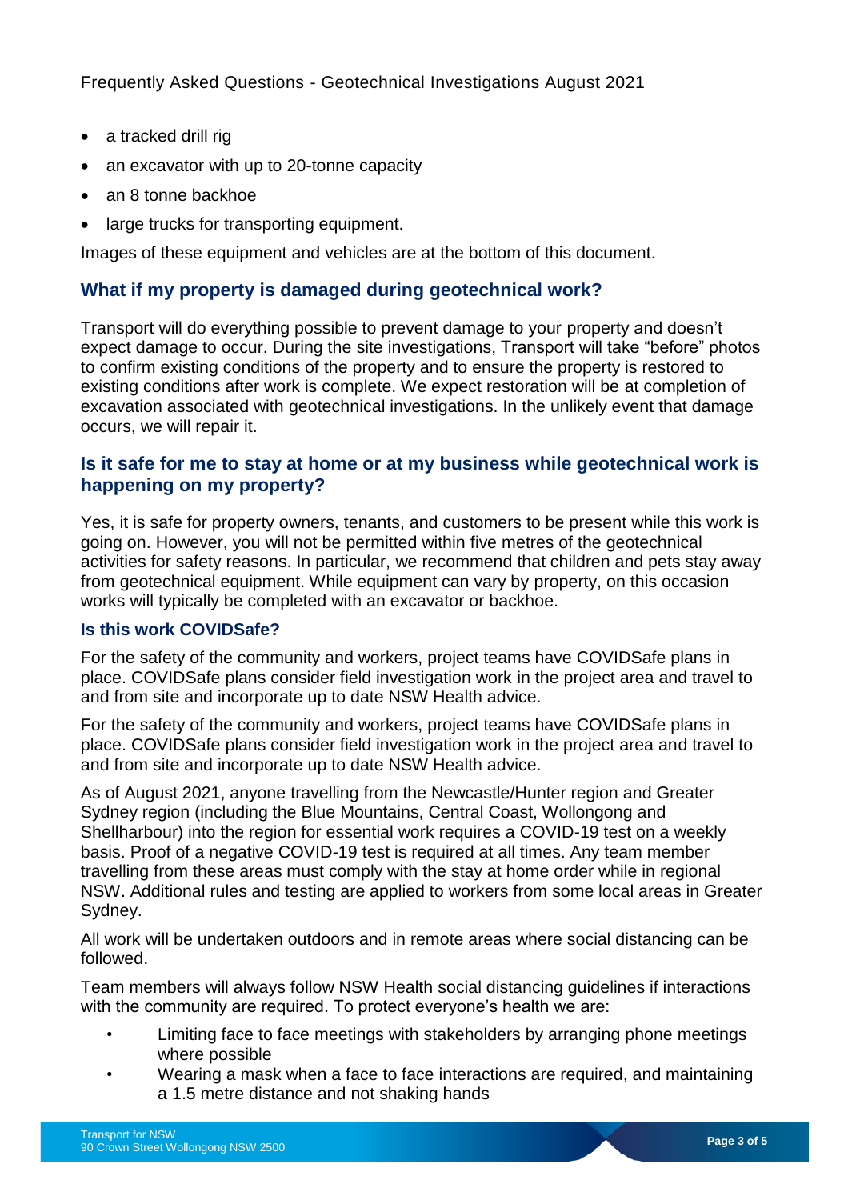- a tracked drill rig
- an excavator with up to 20-tonne capacity
- an 8 tonne backhoe
- large trucks for transporting equipment.

Images of these equipment and vehicles are at the bottom of this document.

## What if my property is damaged during geotechnical work?

Transport will do everything possible to prevent damage to your property and doesn't expect damage to occur. During the site investigations, Transport will take "before" photos to confirm existing conditions of the property and to ensure the property is restored to existing conditions after work is complete. We expect restoration will be at completion of excavation associated with geotechnical investigations. In the unlikely event that damage occurs, we will repair it.

## Is it safe for me to stay at home or at my business while geotechnical work is happening on my property?

Yes, it is safe for property owners, tenants, and customers to be present while this work is going on. However, you will not be permitted within five metres of the geotechnical activities for safety reasons. In particular, we recommend that children and pets stay away from geotechnical equipment. While equipment can vary by property, on this occasion works will typically be completed with an excavator or backhoe.

### Is this work COVIDSafe?

For the safety of the community and workers, project teams have COVIDSafe plans in place. COVIDSafe plans consider field investigation work in the project area and travel to and from site and incorporate up to date NSW Health advice.

For the safety of the community and workers, project teams have COVIDSafe plans in place. COVIDSafe plans consider field investigation work in the project area and travel to and from site and incorporate up to date NSW Health advice.

As of August 2021, anyone travelling from the Newcastle/Hunter region and Greater Sydney region (including the Blue Mountains, Central Coast, Wollongong and Shellharbour) into the region for essential work requires a COVID-19 test on a weekly basis. Proof of a negative COVID-19 test is required at all times. Any team member travelling from these areas must comply with the stay at home order while in regional NSW. Additional rules and testing are applied to workers from some local areas in Greater Sydney.

All work will be undertaken outdoors and in remote areas where social distancing can be followed.

Team members will always follow NSW Health social distancing guidelines if interactions with the community are required. To protect everyone's health we are:

- Limiting face to face meetings with stakeholders by arranging phone meetings where possible
- Wearing a mask when a face to face interactions are required, and maintaining a 1.5 metre distance and not shaking hands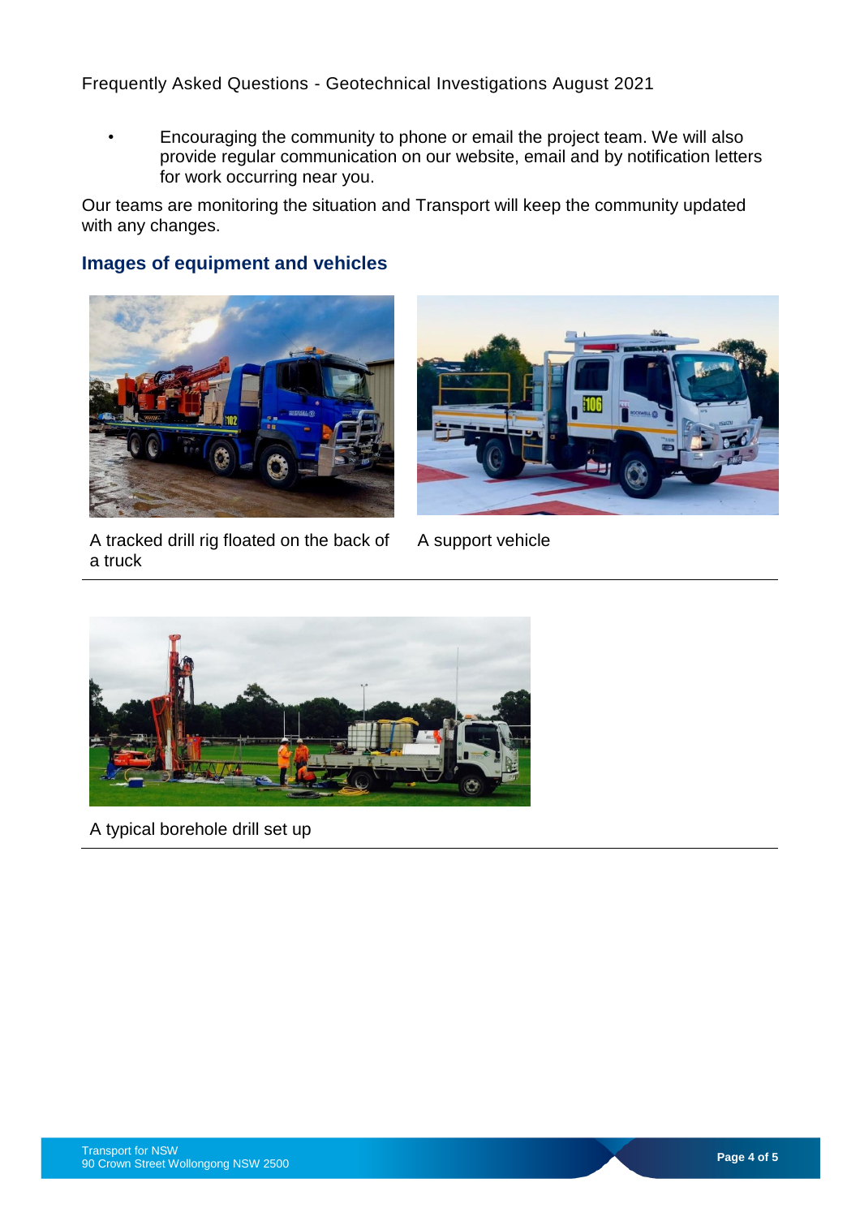- Encouraging the community to phone or email the project team. We will also provide regular communication on our website, email and by notification letters for work occurring near you.

Our teams are monitoring the situation and Transport will keep the community updated with any changes.

## Images of equipment and vehicles

A tracked drill rig floated on the back of a truck

A support vehicle

A typical borehole drill set up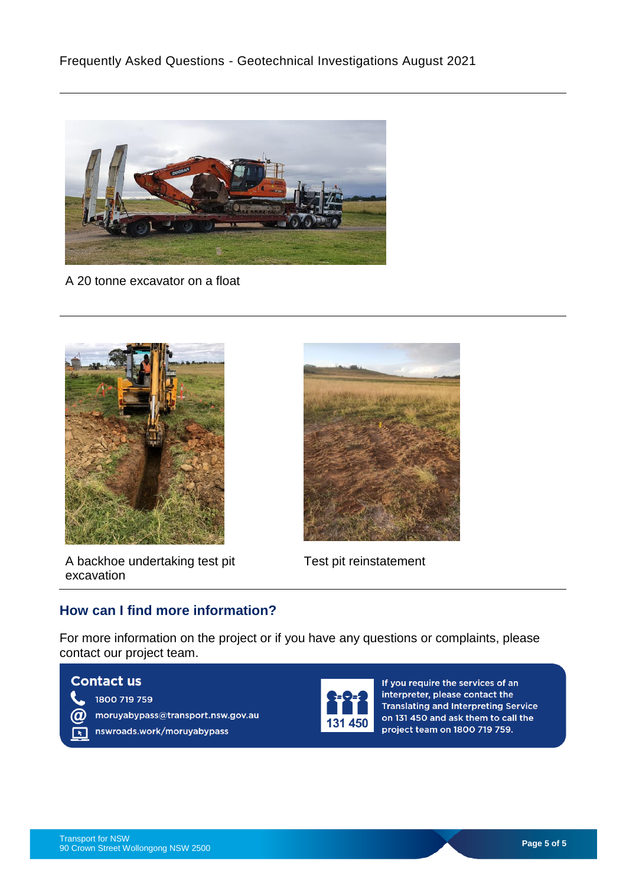A 20 tonne excavator on a float

A backhoe undertaking test pit excavation

Test pit reinstatement

## How can I find more information?

For more information on the project or if you have any questions or complaints, please contact our project team.

**Contact us**

1800 719 759

moruyabypass@transport.nsw.gov.au

nswroads.work/moruyabypass

131 450

If you require the services of an interpreter, please contact the Translating and Interpreting Service on 131 450 and ask them to call the project team on 1800 719 759.

Transport for NSW
90 Crown Street Wollongong NSW 2500